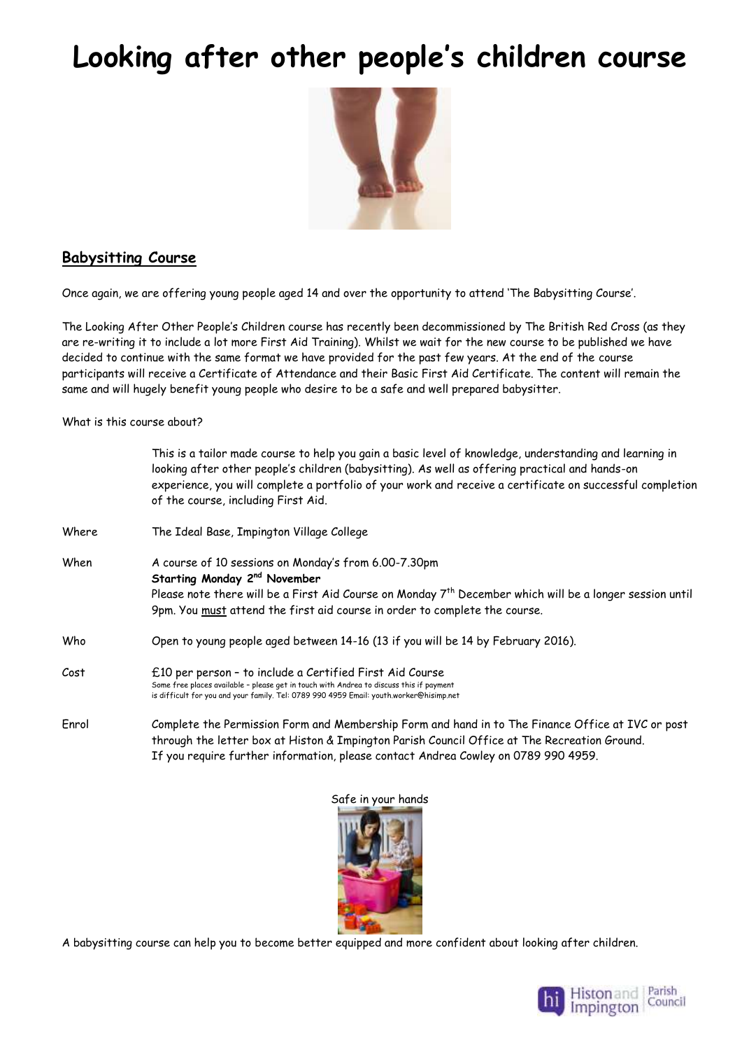# Looking after other people's children course

## Babysitting Course

Once again, we are offering young people aged 14 and over the opportunity to attend 'The Babysitting Course'.

The Looking After Other People's Children course has recently been decommissioned by The British Red Cross (as they are re-writing it to include a lot more First Aid Training). Whilst we wait for the new course to be published we have decided to continue with the same format we have provided for the past few years. At the end of the course participants will receive a Certificate of Attendance and their Basic First Aid Certificate. The content will remain the same and will hugely benefit young people who desire to be a safe and well prepared babysitter.

What is this course about?

This is a tailor made course to help you gain a basic level of knowledge, understanding and learning in looking after other people's children (babysitting). As well as offering practical and hands-on experience, you will complete a portfolio of your work and receive a certificate on successful completion of the course, including First Aid.

**Where** The Ideal Base, Impington Village College

**When** A course of 10 sessions on Monday's from 6.00-7.30pm
**Starting Monday 2nd November**
Please note there will be a First Aid Course on Monday 7th December which will be a longer session until 9pm. You <u>must</u> attend the first aid course in order to complete the course.

**Who** Open to young people aged between 14-16 (13 if you will be 14 by February 2016).

**Cost** £10 per person – to include a Certified First Aid Course
Some free places available – please get in touch with Andrea to discuss this if payment is difficult for you and your family. Tel: 0789 990 4959 Email: youth.worker@hisimp.net

**Enrol** Complete the Permission Form and Membership Form and hand in to The Finance Office at IVC or post through the letter box at Histon & Impington Parish Council Office at The Recreation Ground.
If you require further information, please contact Andrea Cowley on 0789 990 4959.

Safe in your hands

A babysitting course can help you to become better equipped and more confident about looking after children.

Histon and Impington Parish Council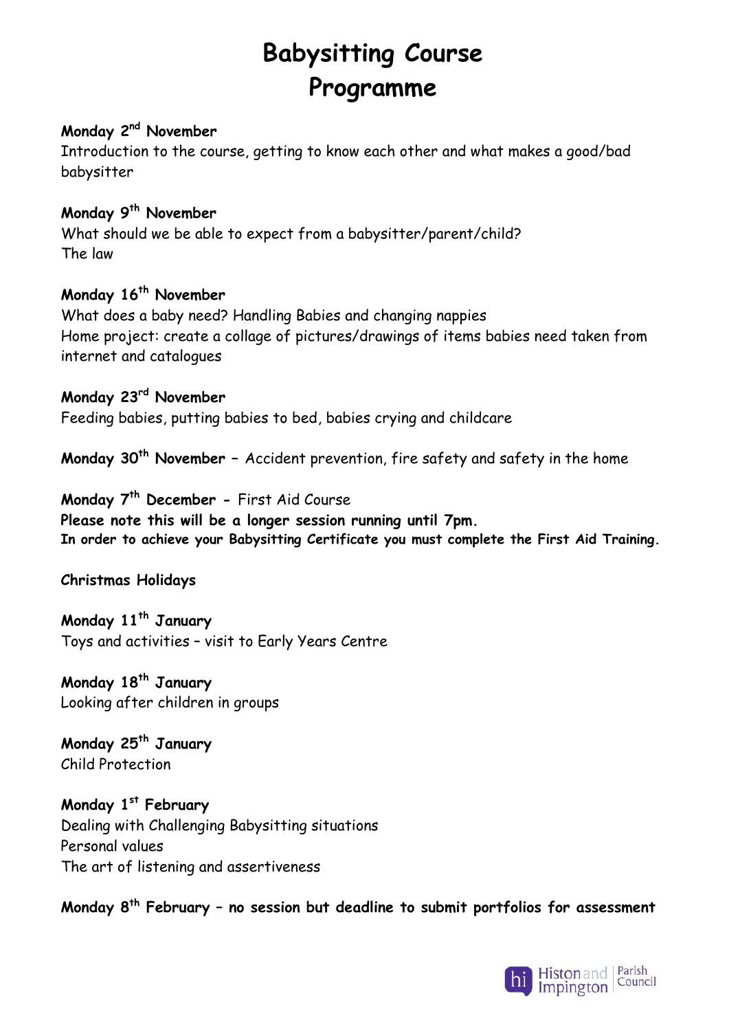# Babysitting Course Programme

**Monday 2nd November**
Introduction to the course, getting to know each other and what makes a good/bad babysitter

**Monday 9th November**
What should we be able to expect from a babysitter/parent/child?
The law

**Monday 16th November**
What does a baby need? Handling Babies and changing nappies
Home project: create a collage of pictures/drawings of items babies need taken from internet and catalogues

**Monday 23rd November**
Feeding babies, putting babies to bed, babies crying and childcare

**Monday 30th November** – Accident prevention, fire safety and safety in the home

**Monday 7th December -** First Aid Course
**Please note this will be a longer session running until 7pm.**
**In order to achieve your Babysitting Certificate you must complete the First Aid Training.**

**Christmas Holidays**

**Monday 11th January**
Toys and activities – visit to Early Years Centre

**Monday 18th January**
Looking after children in groups

**Monday 25th January**
Child Protection

**Monday 1st February**
Dealing with Challenging Babysitting situations
Personal values
The art of listening and assertiveness

**Monday 8th February – no session but deadline to submit portfolios for assessment**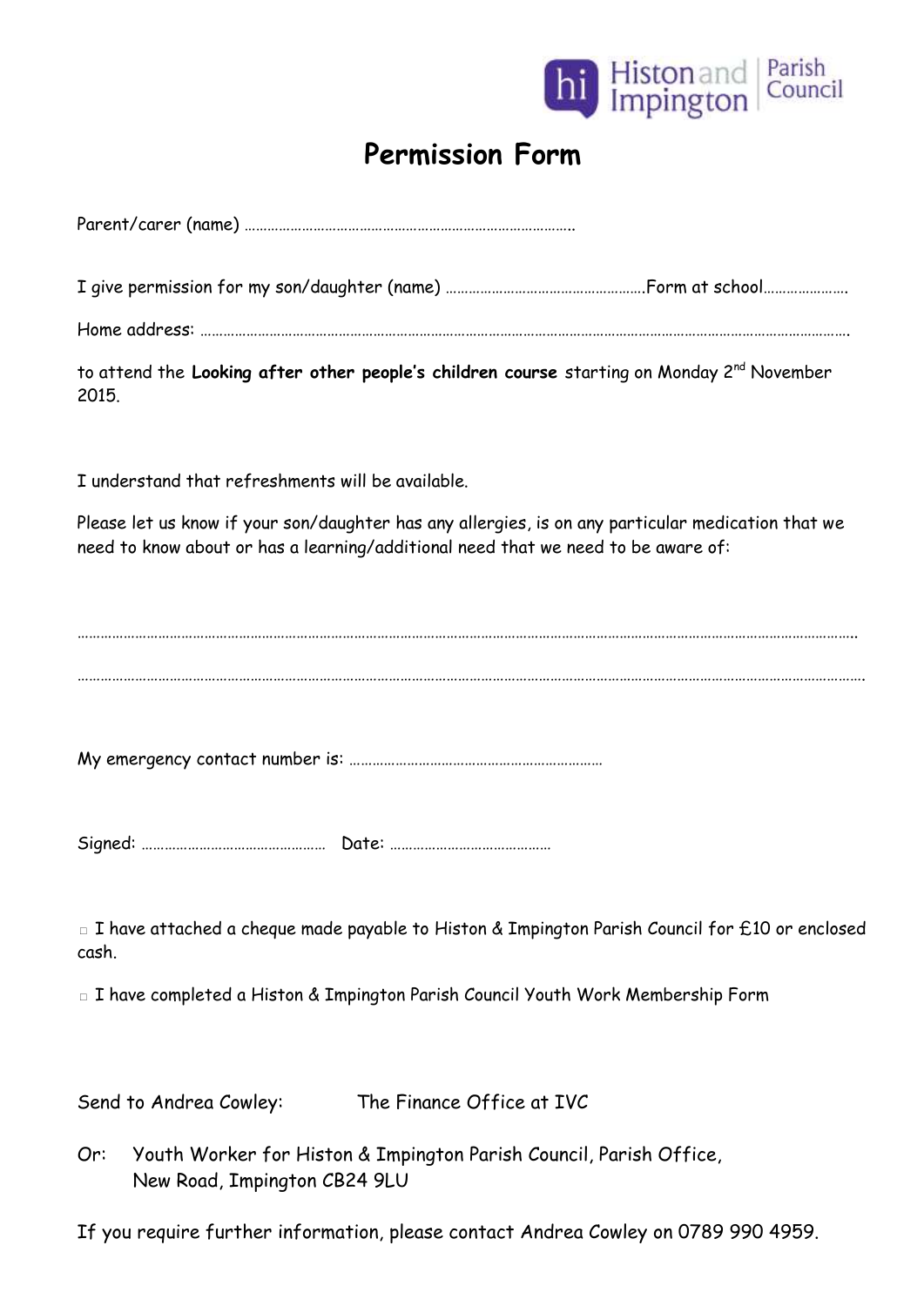Histon and Impington | Parish Council

# Permission Form

Parent/carer (name) …………………………………………………………………………..

I give permission for my son/daughter (name) …………………………………………….Form at school………………….

Home address: ……………………………………………………………………………………………………………………………………………….

to attend the **Looking after other people's children course** starting on Monday 2nd November 2015.

I understand that refreshments will be available.

Please let us know if your son/daughter has any allergies, is on any particular medication that we need to know about or has a learning/additional need that we need to be aware of:

…………………………………………………………………………………………………………………………………………………………………..

…………………………………………………………………………………………………………………………………………………………………….

My emergency contact number is: …………………………………………………………

Signed: …………………………………………   Date: ……………………………………

□ I have attached a cheque made payable to Histon & Impington Parish Council for £10 or enclosed cash.

□ I have completed a Histon & Impington Parish Council Youth Work Membership Form

Send to Andrea Cowley:    The Finance Office at IVC

Or: Youth Worker for Histon & Impington Parish Council, Parish Office, New Road, Impington CB24 9LU

If you require further information, please contact Andrea Cowley on 0789 990 4959.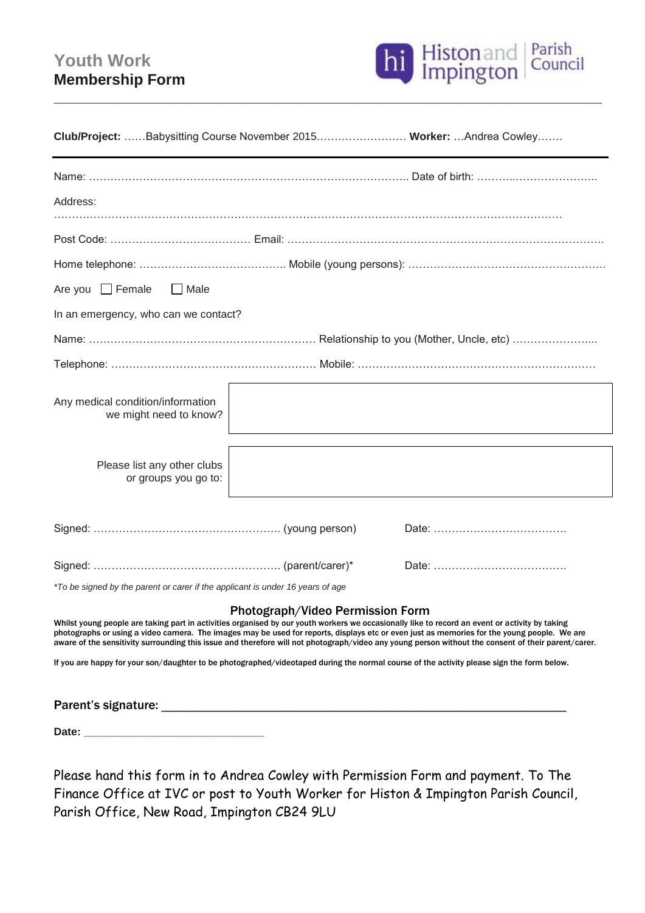# Youth Work
## Membership Form

Histon and Impington Parish Council

**Club/Project:** ……Babysitting Course November 2015……………………. **Worker:** …Andrea Cowley…….

---

Name: …………………………………………………………………………….. Date of birth: ………..…………………..

Address:

……………………………………………………………………………………………………………………………

Post Code: ………………………………… Email: ……………………………………………………………………………

Home telephone: ………………………………….. Mobile (young persons): ……………………………………………….

Are you ☐ Female ☐ Male

In an emergency, who can we contact?

Name: ……………………………………………………… Relationship to you (Mother, Uncle, etc) …………………...

Telephone: ……………………………………………… Mobile: …………………………………………………………

Any medical condition/information we might need to know?

Please list any other clubs or groups you go to:

Signed: …………………………………………… (young person) Date: ……………………………….

Signed: …………………………………………… (parent/carer)* Date: ……………………………….

*To be signed by the parent or carer if the applicant is under 16 years of age*

### Photograph/Video Permission Form

**Whilst young people are taking part in activities organised by our youth workers we occasionally like to record an event or activity by taking photographs or using a video camera. The images may be used for reports, displays etc or even just as memories for the young people. We are aware of the sensitivity surrounding this issue and therefore will not photograph/video any young person without the consent of their parent/carer.**

**If you are happy for your son/daughter to be photographed/videotaped during the normal course of the activity please sign the form below.**

**Parent's signature:** ______________________________________________________________

**Date:** ______________________________

Please hand this form in to Andrea Cowley with Permission Form and payment. To The Finance Office at IVC or post to Youth Worker for Histon & Impington Parish Council, Parish Office, New Road, Impington CB24 9LU